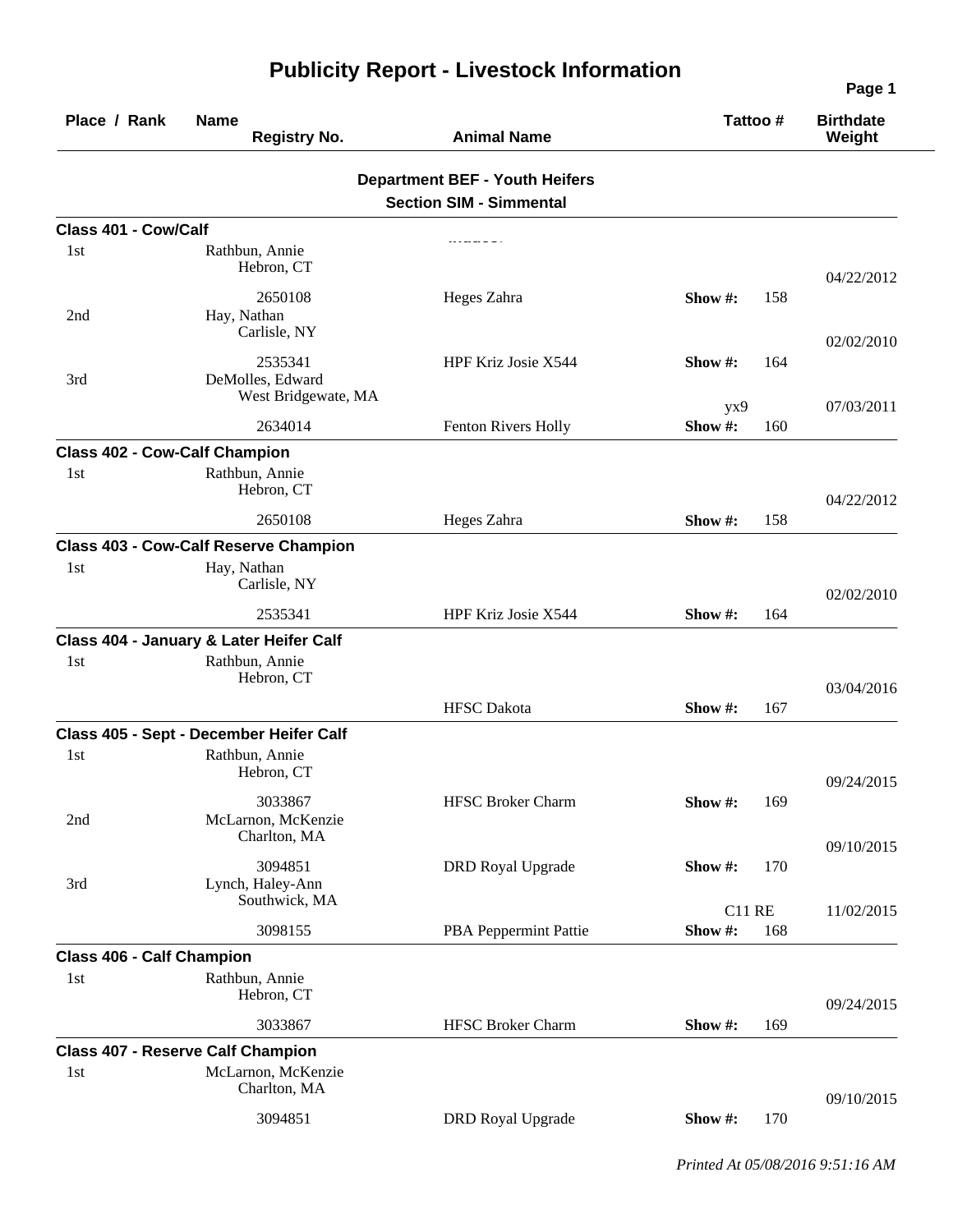# Publicity Report - Livestock Information

| Place / Rank | Name / Registry No. | Animal Name | Tattoo # | Birthdate / Weight |
|---|---|---|---|---|

## Department BEF - Youth Heifers

### Section SIM - Simmental

**Class 401 - Cow/Calf**

| Place / Rank | Name / Registry No. | Animal Name | Tattoo # | Birthdate / Weight |
|---|---|---|---|---|
| 1st | Rathbun, Annie<br>Hebron, CT<br>2650108 | Heges Zahra | Show #: 158 | 04/22/2012 |
| 2nd | Hay, Nathan<br>Carlisle, NY<br>2535341 | HPF Kriz Josie X544 | Show #: 164 | 02/02/2010 |
| 3rd | DeMolles, Edward<br>West Bridgewate, MA<br>2634014 | Fenton Rivers Holly | yx9<br>Show #: 160 | 07/03/2011 |

**Class 402 - Cow-Calf Champion**

| Place / Rank | Name / Registry No. | Animal Name | Tattoo # | Birthdate / Weight |
|---|---|---|---|---|
| 1st | Rathbun, Annie<br>Hebron, CT<br>2650108 | Heges Zahra | Show #: 158 | 04/22/2012 |

**Class 403 - Cow-Calf Reserve Champion**

| Place / Rank | Name / Registry No. | Animal Name | Tattoo # | Birthdate / Weight |
|---|---|---|---|---|
| 1st | Hay, Nathan<br>Carlisle, NY<br>2535341 | HPF Kriz Josie X544 | Show #: 164 | 02/02/2010 |

**Class 404 - January & Later Heifer Calf**

| Place / Rank | Name / Registry No. | Animal Name | Tattoo # | Birthdate / Weight |
|---|---|---|---|---|
| 1st | Rathbun, Annie<br>Hebron, CT | HFSC Dakota | Show #: 167 | 03/04/2016 |

**Class 405 - Sept - December Heifer Calf**

| Place / Rank | Name / Registry No. | Animal Name | Tattoo # | Birthdate / Weight |
|---|---|---|---|---|
| 1st | Rathbun, Annie<br>Hebron, CT<br>3033867 | HFSC Broker Charm | Show #: 169 | 09/24/2015 |
| 2nd | McLarnon, McKenzie<br>Charlton, MA<br>3094851 | DRD Royal Upgrade | Show #: 170 | 09/10/2015 |
| 3rd | Lynch, Haley-Ann<br>Southwick, MA<br>3098155 | PBA Peppermint Pattie | C11 RE<br>Show #: 168 | 11/02/2015 |

**Class 406 - Calf Champion**

| Place / Rank | Name / Registry No. | Animal Name | Tattoo # | Birthdate / Weight |
|---|---|---|---|---|
| 1st | Rathbun, Annie<br>Hebron, CT<br>3033867 | HFSC Broker Charm | Show #: 169 | 09/24/2015 |

**Class 407 - Reserve Calf Champion**

| Place / Rank | Name / Registry No. | Animal Name | Tattoo # | Birthdate / Weight |
|---|---|---|---|---|
| 1st | McLarnon, McKenzie<br>Charlton, MA<br>3094851 | DRD Royal Upgrade | Show #: 170 | 09/10/2015 |

*Printed At 05/08/2016 9:51:16 AM*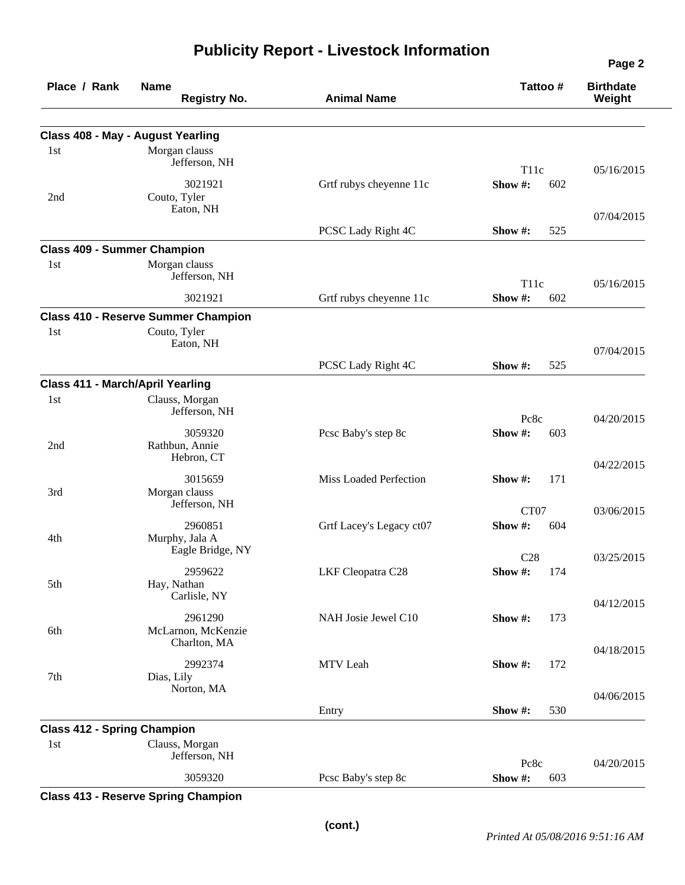# Publicity Report - Livestock Information

| Place / Rank | Name / Registry No. | Animal Name | Tattoo # | Show # | Birthdate / Weight |
|---|---|---|---|---|---|
| **Class 408 - May - August Yearling** | | | | | |
| 1st | Morgan clauss, Jefferson, NH / 3021921 | Grtf rubys cheyenne 11c | T11c | 602 | 05/16/2015 |
| 2nd | Couto, Tyler, Eaton, NH | PCSC Lady Right 4C | | 525 | 07/04/2015 |
| **Class 409 - Summer Champion** | | | | | |
| 1st | Morgan clauss, Jefferson, NH / 3021921 | Grtf rubys cheyenne 11c | T11c | 602 | 05/16/2015 |
| **Class 410 - Reserve Summer Champion** | | | | | |
| 1st | Couto, Tyler, Eaton, NH | PCSC Lady Right 4C | | 525 | 07/04/2015 |
| **Class 411 - March/April Yearling** | | | | | |
| 1st | Clauss, Morgan, Jefferson, NH / 3059320 | Pcsc Baby's step 8c | Pc8c | 603 | 04/20/2015 |
| 2nd | Rathbun, Annie, Hebron, CT / 3015659 | Miss Loaded Perfection | | 171 | 04/22/2015 |
| 3rd | Morgan clauss, Jefferson, NH / 2960851 | Grtf Lacey's Legacy ct07 | CT07 | 604 | 03/06/2015 |
| 4th | Murphy, Jala A, Eagle Bridge, NY / 2959622 | LKF Cleopatra C28 | C28 | 174 | 03/25/2015 |
| 5th | Hay, Nathan, Carlisle, NY / 2961290 | NAH Josie Jewel C10 | | 173 | 04/12/2015 |
| 6th | McLarnon, McKenzie, Charlton, MA / 2992374 | MTV Leah | | 172 | 04/18/2015 |
| 7th | Dias, Lily, Norton, MA | Entry | | 530 | 04/06/2015 |
| **Class 412 - Spring Champion** | | | | | |
| 1st | Clauss, Morgan, Jefferson, NH / 3059320 | Pcsc Baby's step 8c | Pc8c | 603 | 04/20/2015 |

**Class 413 - Reserve Spring Champion**

(cont.)

*Printed At 05/08/2016 9:51:16 AM*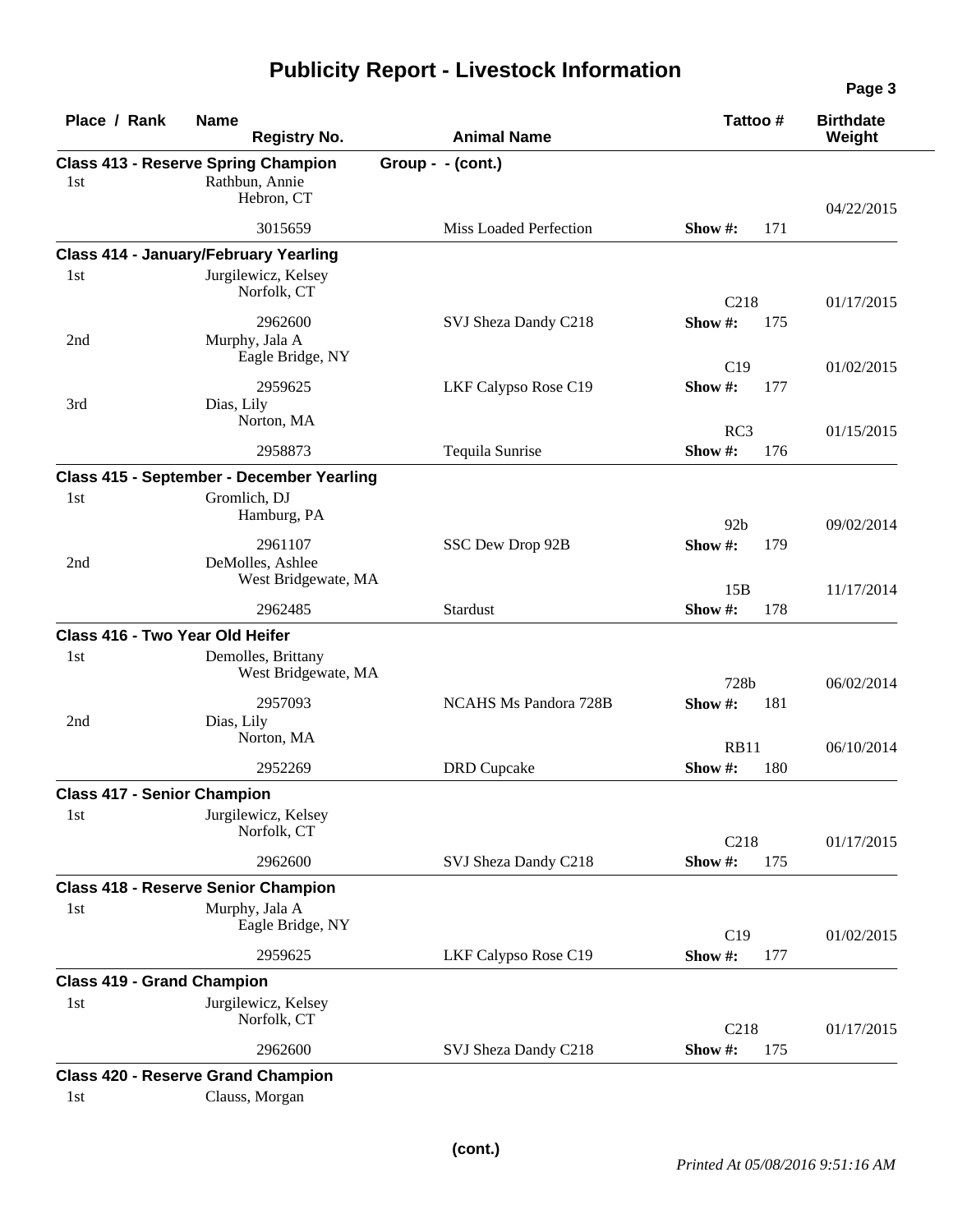# Publicity Report - Livestock Information

| Place / Rank | Name / Registry No. | Animal Name | Tattoo # | Birthdate / Weight |
|---|---|---|---|---|
| **Class 413 - Reserve Spring Champion** | | **Group - - (cont.)** | | |
| 1st | Rathbun, Annie<br>Hebron, CT<br>3015659 | Miss Loaded Perfection | Show #: 171 | 04/22/2015 |
| **Class 414 - January/February Yearling** | | | | |
| 1st | Jurgilewicz, Kelsey<br>Norfolk, CT<br>2962600 | SVJ Sheza Dandy C218 | C218<br>Show #: 175 | 01/17/2015 |
| 2nd | Murphy, Jala A<br>Eagle Bridge, NY<br>2959625 | LKF Calypso Rose C19 | C19<br>Show #: 177 | 01/02/2015 |
| 3rd | Dias, Lily<br>Norton, MA<br>2958873 | Tequila Sunrise | RC3<br>Show #: 176 | 01/15/2015 |
| **Class 415 - September - December Yearling** | | | | |
| 1st | Gromlich, DJ<br>Hamburg, PA<br>2961107 | SSC Dew Drop 92B | 92b<br>Show #: 179 | 09/02/2014 |
| 2nd | DeMolles, Ashlee<br>West Bridgewate, MA<br>2962485 | Stardust | 15B<br>Show #: 178 | 11/17/2014 |
| **Class 416 - Two Year Old Heifer** | | | | |
| 1st | Demolles, Brittany<br>West Bridgewate, MA<br>2957093 | NCAHS Ms Pandora 728B | 728b<br>Show #: 181 | 06/02/2014 |
| 2nd | Dias, Lily<br>Norton, MA<br>2952269 | DRD Cupcake | RB11<br>Show #: 180 | 06/10/2014 |
| **Class 417 - Senior Champion** | | | | |
| 1st | Jurgilewicz, Kelsey<br>Norfolk, CT<br>2962600 | SVJ Sheza Dandy C218 | C218<br>Show #: 175 | 01/17/2015 |
| **Class 418 - Reserve Senior Champion** | | | | |
| 1st | Murphy, Jala A<br>Eagle Bridge, NY<br>2959625 | LKF Calypso Rose C19 | C19<br>Show #: 177 | 01/02/2015 |
| **Class 419 - Grand Champion** | | | | |
| 1st | Jurgilewicz, Kelsey<br>Norfolk, CT<br>2962600 | SVJ Sheza Dandy C218 | C218<br>Show #: 175 | 01/17/2015 |
| **Class 420 - Reserve Grand Champion** | | | | |
| 1st | Clauss, Morgan | | | |

**(cont.)**

*Printed At 05/08/2016 9:51:16 AM*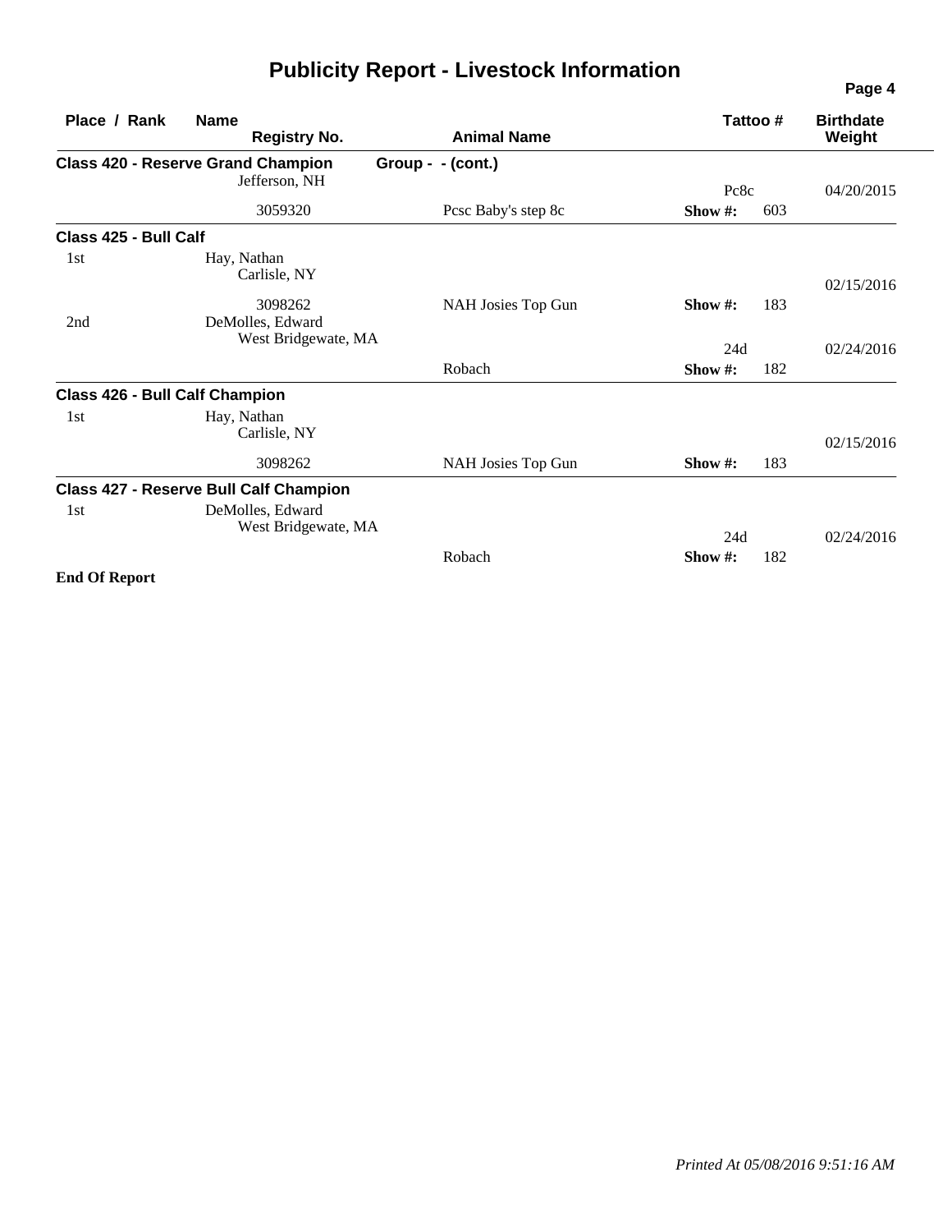# Publicity Report - Livestock Information

| Place / Rank | Name / Registry No. | Animal Name | Tattoo # | | Birthdate / Weight |
|---|---|---|---|---|---|
| **Class 420 - Reserve Grand Champion** | | **Group - - (cont.)** | | | |
| | Jefferson, NH | | Pc8c | | 04/20/2015 |
| | 3059320 | Pcsc Baby's step 8c | **Show #:** | 603 | |
| **Class 425 - Bull Calf** | | | | | |
| 1st | Hay, Nathan<br>Carlisle, NY | | | | 02/15/2016 |
| | 3098262 | NAH Josies Top Gun | **Show #:** | 183 | |
| 2nd | DeMolles, Edward<br>West Bridgewate, MA | | 24d | | 02/24/2016 |
| | | Robach | **Show #:** | 182 | |
| **Class 426 - Bull Calf Champion** | | | | | |
| 1st | Hay, Nathan<br>Carlisle, NY | | | | 02/15/2016 |
| | 3098262 | NAH Josies Top Gun | **Show #:** | 183 | |
| **Class 427 - Reserve Bull Calf Champion** | | | | | |
| 1st | DeMolles, Edward<br>West Bridgewate, MA | | 24d | | 02/24/2016 |
| | | Robach | **Show #:** | 182 | |

**End Of Report**

*Printed At 05/08/2016 9:51:16 AM*